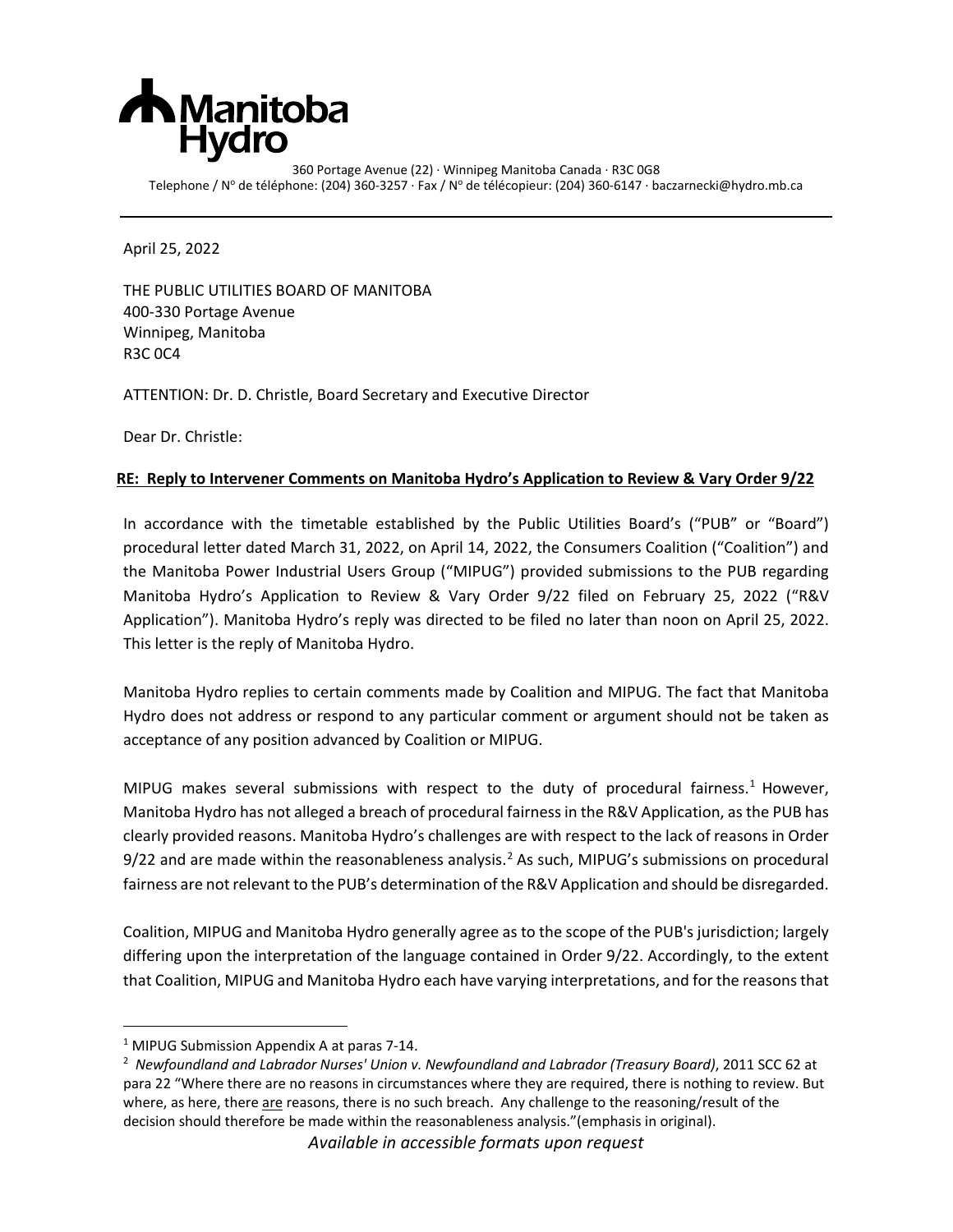**Manitoba Hydro**

360 Portage Avenue (22) · Winnipeg Manitoba Canada · R3C 0G8
Telephone / N° de téléphone: (204) 360-3257 · Fax / N° de télécopieur: (204) 360-6147 · baczarnecki@hydro.mb.ca

April 25, 2022

THE PUBLIC UTILITIES BOARD OF MANITOBA
400-330 Portage Avenue
Winnipeg, Manitoba
R3C 0C4

ATTENTION: Dr. D. Christle, Board Secretary and Executive Director

Dear Dr. Christle:

**RE: Reply to Intervener Comments on Manitoba Hydro's Application to Review & Vary Order 9/22**

In accordance with the timetable established by the Public Utilities Board's ("PUB" or "Board") procedural letter dated March 31, 2022, on April 14, 2022, the Consumers Coalition ("Coalition") and the Manitoba Power Industrial Users Group ("MIPUG") provided submissions to the PUB regarding Manitoba Hydro's Application to Review & Vary Order 9/22 filed on February 25, 2022 ("R&V Application"). Manitoba Hydro's reply was directed to be filed no later than noon on April 25, 2022. This letter is the reply of Manitoba Hydro.

Manitoba Hydro replies to certain comments made by Coalition and MIPUG. The fact that Manitoba Hydro does not address or respond to any particular comment or argument should not be taken as acceptance of any position advanced by Coalition or MIPUG.

MIPUG makes several submissions with respect to the duty of procedural fairness.[1] However, Manitoba Hydro has not alleged a breach of procedural fairness in the R&V Application, as the PUB has clearly provided reasons. Manitoba Hydro's challenges are with respect to the lack of reasons in Order 9/22 and are made within the reasonableness analysis.[2] As such, MIPUG's submissions on procedural fairness are not relevant to the PUB's determination of the R&V Application and should be disregarded.

Coalition, MIPUG and Manitoba Hydro generally agree as to the scope of the PUB's jurisdiction; largely differing upon the interpretation of the language contained in Order 9/22. Accordingly, to the extent that Coalition, MIPUG and Manitoba Hydro each have varying interpretations, and for the reasons that

---

[1] MIPUG Submission Appendix A at paras 7-14.

[2] *Newfoundland and Labrador Nurses' Union v. Newfoundland and Labrador (Treasury Board)*, 2011 SCC 62 at para 22 "Where there are no reasons in circumstances where they are required, there is nothing to review. But where, as here, there are reasons, there is no such breach. Any challenge to the reasoning/result of the decision should therefore be made within the reasonableness analysis."(emphasis in original).

*Available in accessible formats upon request*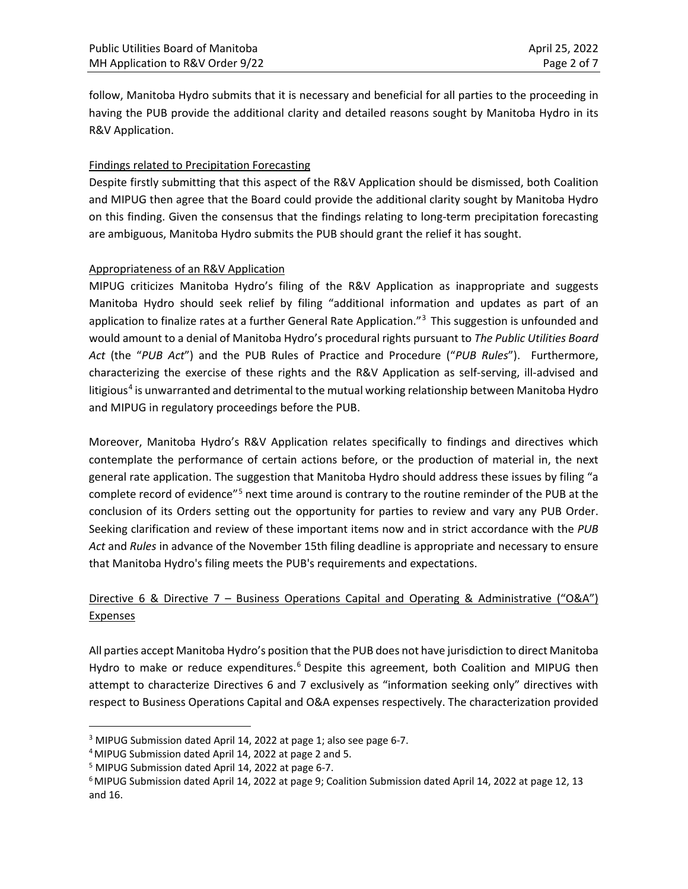follow, Manitoba Hydro submits that it is necessary and beneficial for all parties to the proceeding in having the PUB provide the additional clarity and detailed reasons sought by Manitoba Hydro in its R&V Application.

<u>Findings related to Precipitation Forecasting</u>

Despite firstly submitting that this aspect of the R&V Application should be dismissed, both Coalition and MIPUG then agree that the Board could provide the additional clarity sought by Manitoba Hydro on this finding. Given the consensus that the findings relating to long-term precipitation forecasting are ambiguous, Manitoba Hydro submits the PUB should grant the relief it has sought.

<u>Appropriateness of an R&V Application</u>

MIPUG criticizes Manitoba Hydro's filing of the R&V Application as inappropriate and suggests Manitoba Hydro should seek relief by filing "additional information and updates as part of an application to finalize rates at a further General Rate Application."[3] This suggestion is unfounded and would amount to a denial of Manitoba Hydro's procedural rights pursuant to *The Public Utilities Board Act* (the "*PUB Act*") and the PUB Rules of Practice and Procedure ("*PUB Rules*"). Furthermore, characterizing the exercise of these rights and the R&V Application as self-serving, ill-advised and litigious[4] is unwarranted and detrimental to the mutual working relationship between Manitoba Hydro and MIPUG in regulatory proceedings before the PUB.

Moreover, Manitoba Hydro's R&V Application relates specifically to findings and directives which contemplate the performance of certain actions before, or the production of material in, the next general rate application. The suggestion that Manitoba Hydro should address these issues by filing "a complete record of evidence"[5] next time around is contrary to the routine reminder of the PUB at the conclusion of its Orders setting out the opportunity for parties to review and vary any PUB Order. Seeking clarification and review of these important items now and in strict accordance with the *PUB Act* and *Rules* in advance of the November 15th filing deadline is appropriate and necessary to ensure that Manitoba Hydro's filing meets the PUB's requirements and expectations.

<u>Directive 6 & Directive 7 – Business Operations Capital and Operating & Administrative ("O&A") Expenses</u>

All parties accept Manitoba Hydro's position that the PUB does not have jurisdiction to direct Manitoba Hydro to make or reduce expenditures.[6] Despite this agreement, both Coalition and MIPUG then attempt to characterize Directives 6 and 7 exclusively as "information seeking only" directives with respect to Business Operations Capital and O&A expenses respectively. The characterization provided

---

[3] MIPUG Submission dated April 14, 2022 at page 1; also see page 6-7.

[4] MIPUG Submission dated April 14, 2022 at page 2 and 5.

[5] MIPUG Submission dated April 14, 2022 at page 6-7.

[6] MIPUG Submission dated April 14, 2022 at page 9; Coalition Submission dated April 14, 2022 at page 12, 13 and 16.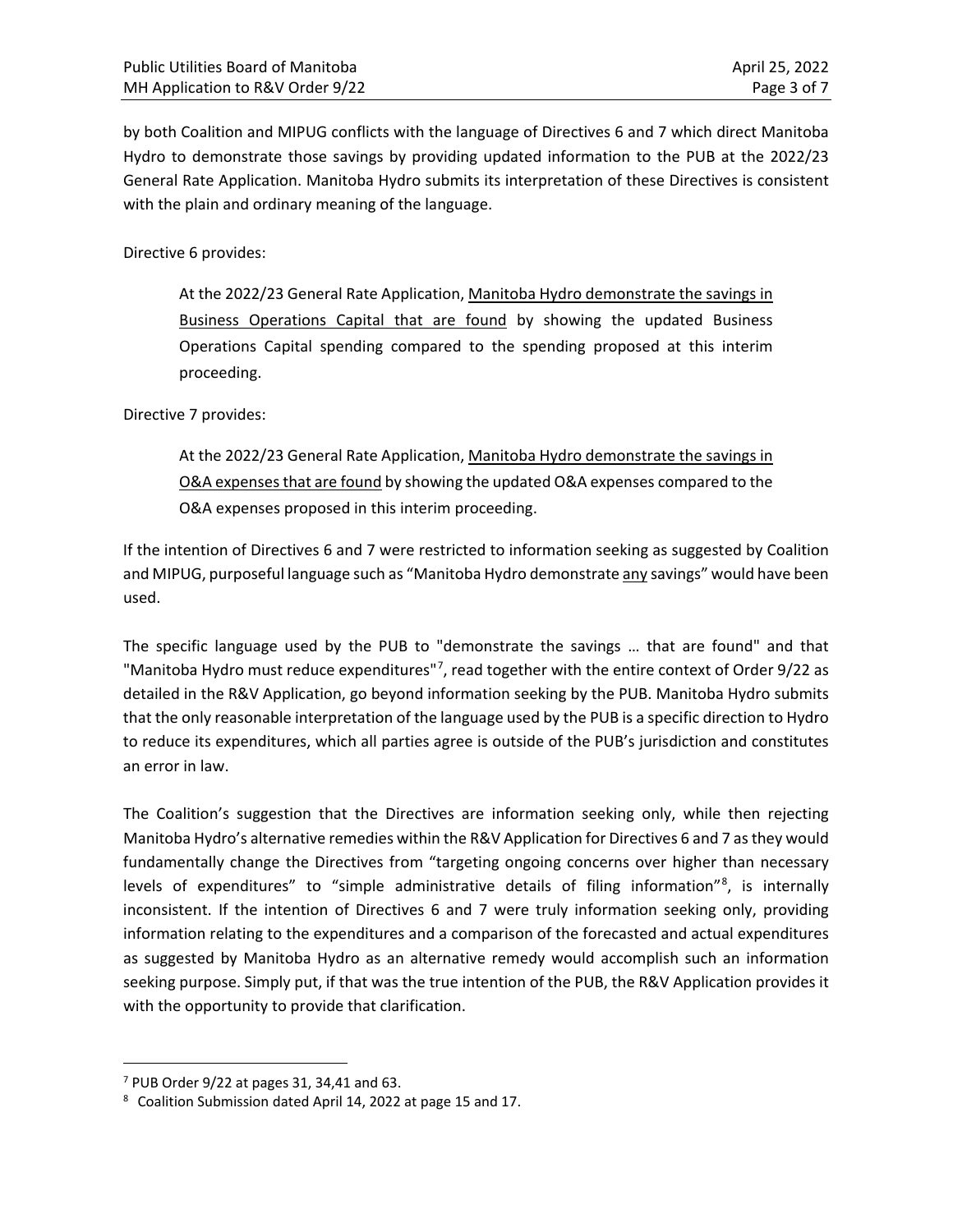by both Coalition and MIPUG conflicts with the language of Directives 6 and 7 which direct Manitoba Hydro to demonstrate those savings by providing updated information to the PUB at the 2022/23 General Rate Application. Manitoba Hydro submits its interpretation of these Directives is consistent with the plain and ordinary meaning of the language.

Directive 6 provides:

> At the 2022/23 General Rate Application, <u>Manitoba Hydro demonstrate the savings in Business Operations Capital that are found</u> by showing the updated Business Operations Capital spending compared to the spending proposed at this interim proceeding.

Directive 7 provides:

> At the 2022/23 General Rate Application, <u>Manitoba Hydro demonstrate the savings in O&A expenses that are found</u> by showing the updated O&A expenses compared to the O&A expenses proposed in this interim proceeding.

If the intention of Directives 6 and 7 were restricted to information seeking as suggested by Coalition and MIPUG, purposeful language such as "Manitoba Hydro demonstrate <u>any</u> savings" would have been used.

The specific language used by the PUB to "demonstrate the savings … that are found" and that "Manitoba Hydro must reduce expenditures"[7], read together with the entire context of Order 9/22 as detailed in the R&V Application, go beyond information seeking by the PUB. Manitoba Hydro submits that the only reasonable interpretation of the language used by the PUB is a specific direction to Hydro to reduce its expenditures, which all parties agree is outside of the PUB's jurisdiction and constitutes an error in law.

The Coalition's suggestion that the Directives are information seeking only, while then rejecting Manitoba Hydro's alternative remedies within the R&V Application for Directives 6 and 7 as they would fundamentally change the Directives from "targeting ongoing concerns over higher than necessary levels of expenditures" to "simple administrative details of filing information"[8], is internally inconsistent. If the intention of Directives 6 and 7 were truly information seeking only, providing information relating to the expenditures and a comparison of the forecasted and actual expenditures as suggested by Manitoba Hydro as an alternative remedy would accomplish such an information seeking purpose. Simply put, if that was the true intention of the PUB, the R&V Application provides it with the opportunity to provide that clarification.

---

[7] PUB Order 9/22 at pages 31, 34,41 and 63.

[8] Coalition Submission dated April 14, 2022 at page 15 and 17.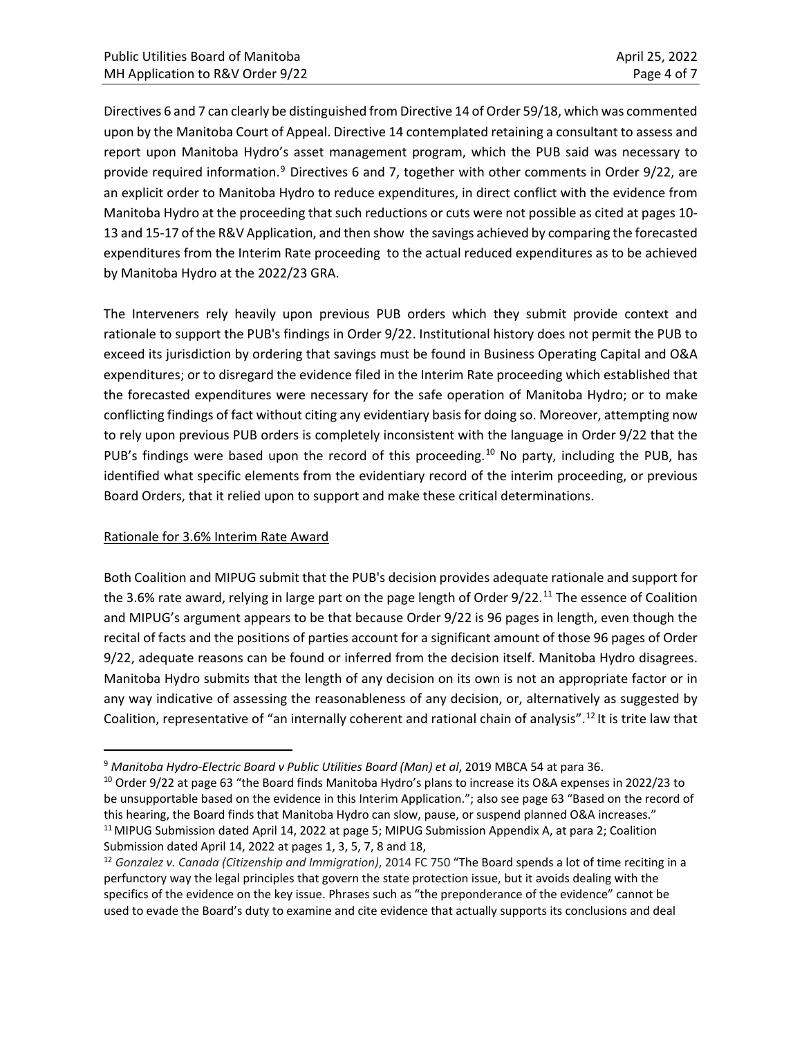Directives 6 and 7 can clearly be distinguished from Directive 14 of Order 59/18, which was commented upon by the Manitoba Court of Appeal. Directive 14 contemplated retaining a consultant to assess and report upon Manitoba Hydro's asset management program, which the PUB said was necessary to provide required information.[9] Directives 6 and 7, together with other comments in Order 9/22, are an explicit order to Manitoba Hydro to reduce expenditures, in direct conflict with the evidence from Manitoba Hydro at the proceeding that such reductions or cuts were not possible as cited at pages 10-13 and 15-17 of the R&V Application, and then show the savings achieved by comparing the forecasted expenditures from the Interim Rate proceeding to the actual reduced expenditures as to be achieved by Manitoba Hydro at the 2022/23 GRA.

The Interveners rely heavily upon previous PUB orders which they submit provide context and rationale to support the PUB's findings in Order 9/22. Institutional history does not permit the PUB to exceed its jurisdiction by ordering that savings must be found in Business Operating Capital and O&A expenditures; or to disregard the evidence filed in the Interim Rate proceeding which established that the forecasted expenditures were necessary for the safe operation of Manitoba Hydro; or to make conflicting findings of fact without citing any evidentiary basis for doing so. Moreover, attempting now to rely upon previous PUB orders is completely inconsistent with the language in Order 9/22 that the PUB's findings were based upon the record of this proceeding.[10] No party, including the PUB, has identified what specific elements from the evidentiary record of the interim proceeding, or previous Board Orders, that it relied upon to support and make these critical determinations.

## Rationale for 3.6% Interim Rate Award

Both Coalition and MIPUG submit that the PUB's decision provides adequate rationale and support for the 3.6% rate award, relying in large part on the page length of Order 9/22.[11] The essence of Coalition and MIPUG's argument appears to be that because Order 9/22 is 96 pages in length, even though the recital of facts and the positions of parties account for a significant amount of those 96 pages of Order 9/22, adequate reasons can be found or inferred from the decision itself. Manitoba Hydro disagrees. Manitoba Hydro submits that the length of any decision on its own is not an appropriate factor or in any way indicative of assessing the reasonableness of any decision, or, alternatively as suggested by Coalition, representative of "an internally coherent and rational chain of analysis".[12] It is trite law that

---

[9] *Manitoba Hydro-Electric Board v Public Utilities Board (Man) et al*, 2019 MBCA 54 at para 36.

[10] Order 9/22 at page 63 "the Board finds Manitoba Hydro's plans to increase its O&A expenses in 2022/23 to be unsupportable based on the evidence in this Interim Application."; also see page 63 "Based on the record of this hearing, the Board finds that Manitoba Hydro can slow, pause, or suspend planned O&A increases."

[11] MIPUG Submission dated April 14, 2022 at page 5; MIPUG Submission Appendix A, at para 2; Coalition Submission dated April 14, 2022 at pages 1, 3, 5, 7, 8 and 18,

[12] *Gonzalez v. Canada (Citizenship and Immigration)*, 2014 FC 750 "The Board spends a lot of time reciting in a perfunctory way the legal principles that govern the state protection issue, but it avoids dealing with the specifics of the evidence on the key issue. Phrases such as "the preponderance of the evidence" cannot be used to evade the Board's duty to examine and cite evidence that actually supports its conclusions and deal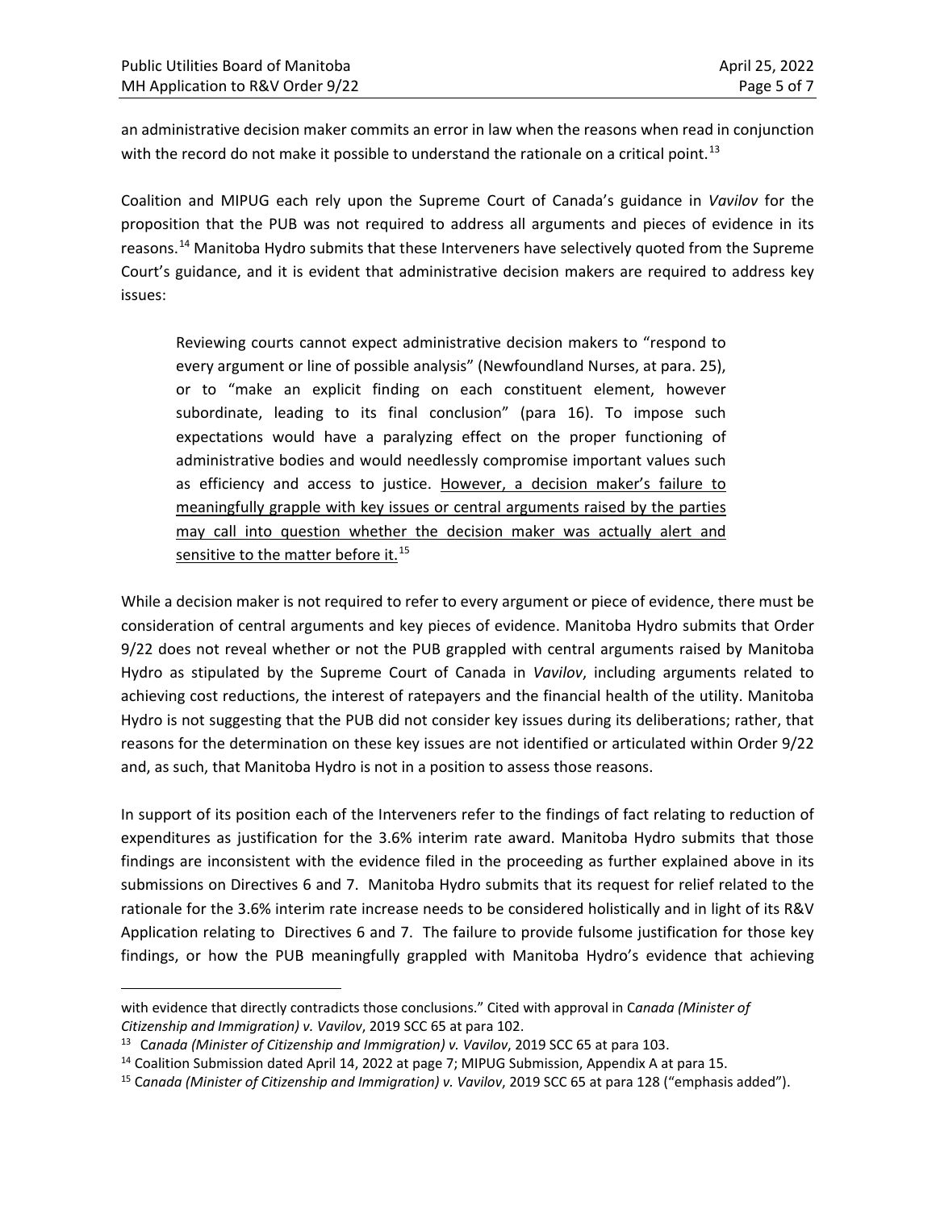an administrative decision maker commits an error in law when the reasons when read in conjunction with the record do not make it possible to understand the rationale on a critical point.[13]

Coalition and MIPUG each rely upon the Supreme Court of Canada's guidance in *Vavilov* for the proposition that the PUB was not required to address all arguments and pieces of evidence in its reasons.[14] Manitoba Hydro submits that these Interveners have selectively quoted from the Supreme Court's guidance, and it is evident that administrative decision makers are required to address key issues:

> Reviewing courts cannot expect administrative decision makers to "respond to every argument or line of possible analysis" (Newfoundland Nurses, at para. 25), or to "make an explicit finding on each constituent element, however subordinate, leading to its final conclusion" (para 16). To impose such expectations would have a paralyzing effect on the proper functioning of administrative bodies and would needlessly compromise important values such as efficiency and access to justice. <u>However, a decision maker's failure to meaningfully grapple with key issues or central arguments raised by the parties may call into question whether the decision maker was actually alert and sensitive to the matter before it.</u>[15]

While a decision maker is not required to refer to every argument or piece of evidence, there must be consideration of central arguments and key pieces of evidence. Manitoba Hydro submits that Order 9/22 does not reveal whether or not the PUB grappled with central arguments raised by Manitoba Hydro as stipulated by the Supreme Court of Canada in *Vavilov*, including arguments related to achieving cost reductions, the interest of ratepayers and the financial health of the utility. Manitoba Hydro is not suggesting that the PUB did not consider key issues during its deliberations; rather, that reasons for the determination on these key issues are not identified or articulated within Order 9/22 and, as such, that Manitoba Hydro is not in a position to assess those reasons.

In support of its position each of the Interveners refer to the findings of fact relating to reduction of expenditures as justification for the 3.6% interim rate award. Manitoba Hydro submits that those findings are inconsistent with the evidence filed in the proceeding as further explained above in its submissions on Directives 6 and 7. Manitoba Hydro submits that its request for relief related to the rationale for the 3.6% interim rate increase needs to be considered holistically and in light of its R&V Application relating to Directives 6 and 7. The failure to provide fulsome justification for those key findings, or how the PUB meaningfully grappled with Manitoba Hydro's evidence that achieving

---

with evidence that directly contradicts those conclusions." Cited with approval in *Canada (Minister of Citizenship and Immigration) v. Vavilov*, 2019 SCC 65 at para 102.

[13] *Canada (Minister of Citizenship and Immigration) v. Vavilov*, 2019 SCC 65 at para 103.

[14] Coalition Submission dated April 14, 2022 at page 7; MIPUG Submission, Appendix A at para 15.

[15] *Canada (Minister of Citizenship and Immigration) v. Vavilov*, 2019 SCC 65 at para 128 ("emphasis added").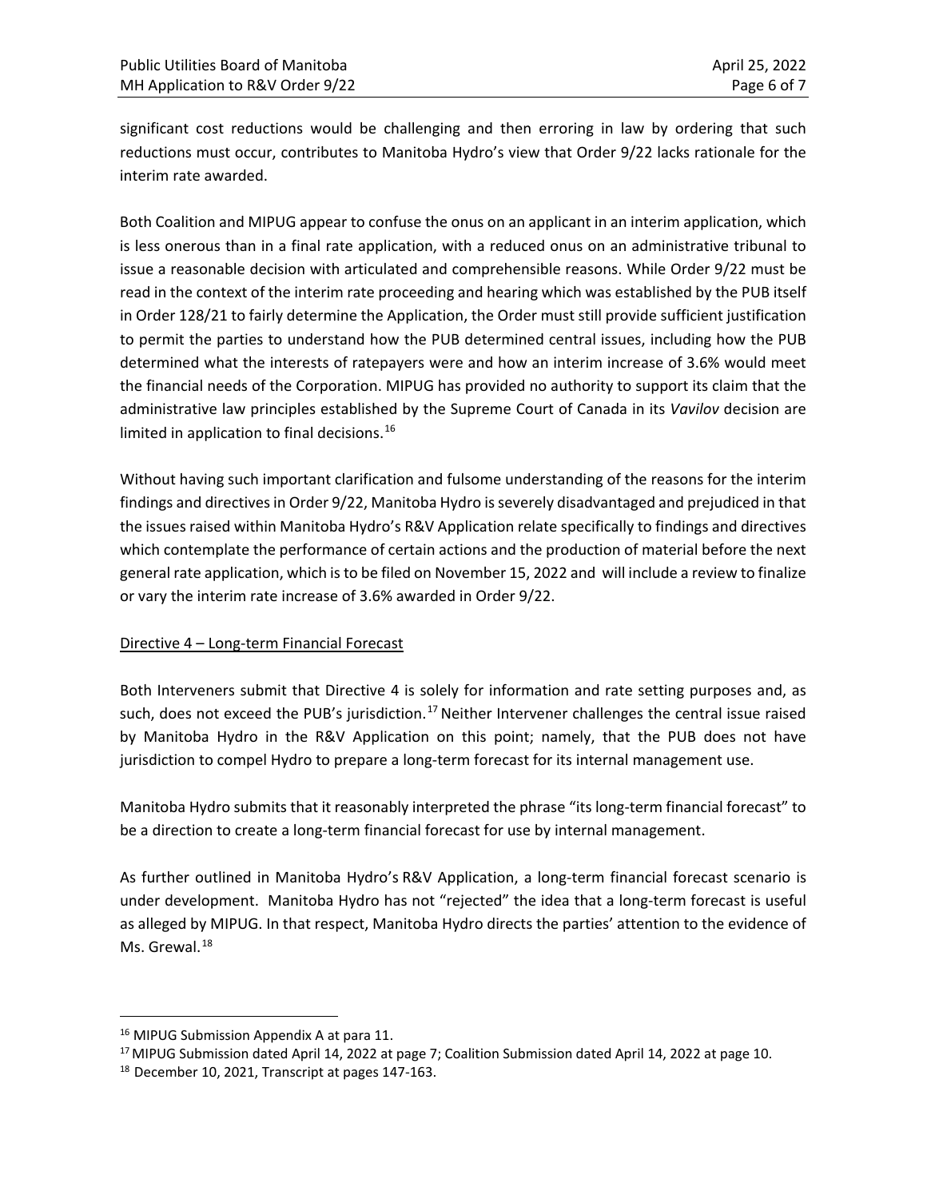significant cost reductions would be challenging and then erroring in law by ordering that such reductions must occur, contributes to Manitoba Hydro's view that Order 9/22 lacks rationale for the interim rate awarded.

Both Coalition and MIPUG appear to confuse the onus on an applicant in an interim application, which is less onerous than in a final rate application, with a reduced onus on an administrative tribunal to issue a reasonable decision with articulated and comprehensible reasons. While Order 9/22 must be read in the context of the interim rate proceeding and hearing which was established by the PUB itself in Order 128/21 to fairly determine the Application, the Order must still provide sufficient justification to permit the parties to understand how the PUB determined central issues, including how the PUB determined what the interests of ratepayers were and how an interim increase of 3.6% would meet the financial needs of the Corporation. MIPUG has provided no authority to support its claim that the administrative law principles established by the Supreme Court of Canada in its *Vavilov* decision are limited in application to final decisions.[16]

Without having such important clarification and fulsome understanding of the reasons for the interim findings and directives in Order 9/22, Manitoba Hydro is severely disadvantaged and prejudiced in that the issues raised within Manitoba Hydro's R&V Application relate specifically to findings and directives which contemplate the performance of certain actions and the production of material before the next general rate application, which is to be filed on November 15, 2022 and will include a review to finalize or vary the interim rate increase of 3.6% awarded in Order 9/22.

<u>Directive 4 – Long-term Financial Forecast</u>

Both Interveners submit that Directive 4 is solely for information and rate setting purposes and, as such, does not exceed the PUB's jurisdiction.[17] Neither Intervener challenges the central issue raised by Manitoba Hydro in the R&V Application on this point; namely, that the PUB does not have jurisdiction to compel Hydro to prepare a long-term forecast for its internal management use.

Manitoba Hydro submits that it reasonably interpreted the phrase "its long-term financial forecast" to be a direction to create a long-term financial forecast for use by internal management.

As further outlined in Manitoba Hydro's R&V Application, a long-term financial forecast scenario is under development. Manitoba Hydro has not "rejected" the idea that a long-term forecast is useful as alleged by MIPUG. In that respect, Manitoba Hydro directs the parties' attention to the evidence of Ms. Grewal.[18]

---

[16] MIPUG Submission Appendix A at para 11.

[17] MIPUG Submission dated April 14, 2022 at page 7; Coalition Submission dated April 14, 2022 at page 10.

[18] December 10, 2021, Transcript at pages 147-163.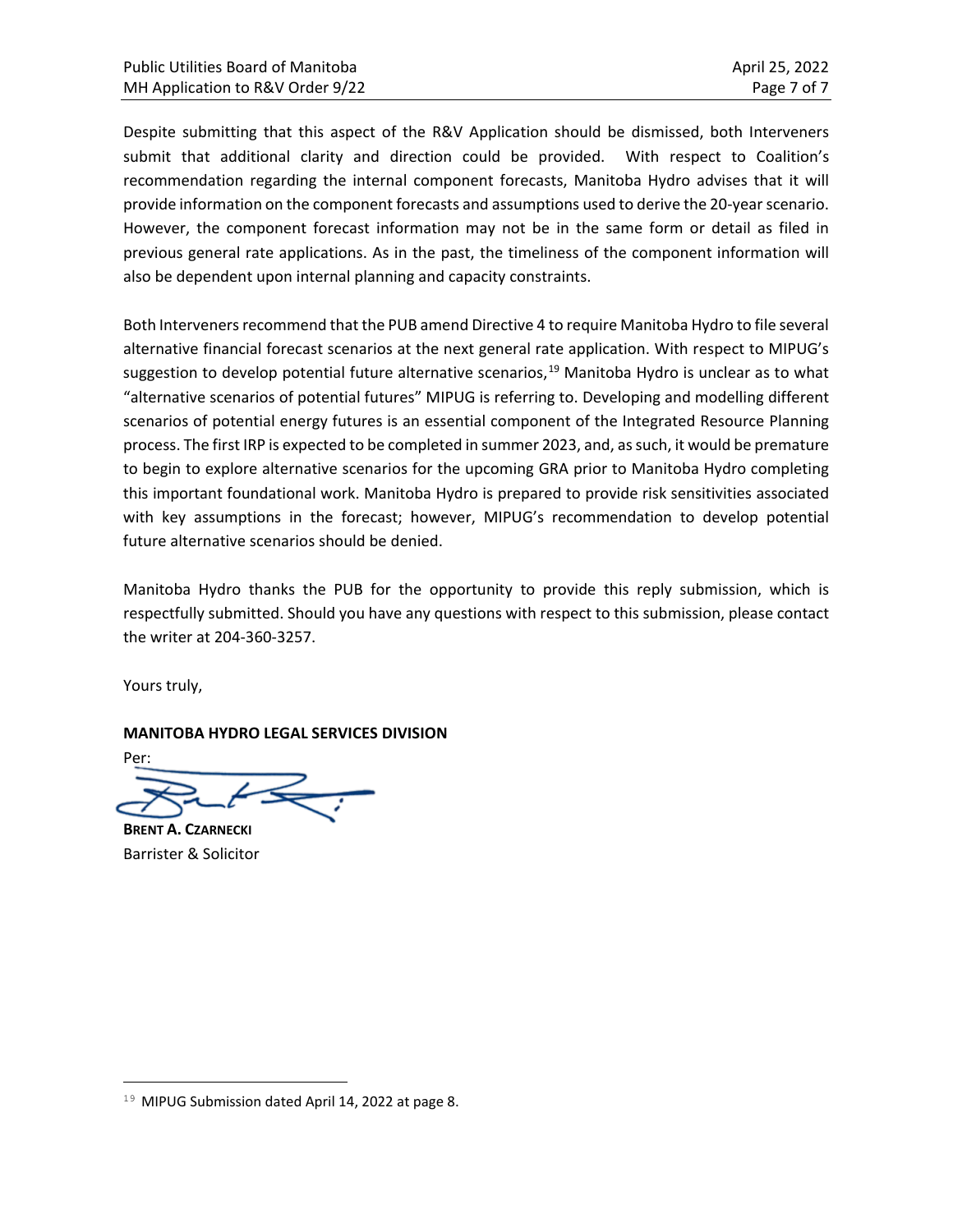Despite submitting that this aspect of the R&V Application should be dismissed, both Interveners submit that additional clarity and direction could be provided. With respect to Coalition's recommendation regarding the internal component forecasts, Manitoba Hydro advises that it will provide information on the component forecasts and assumptions used to derive the 20-year scenario. However, the component forecast information may not be in the same form or detail as filed in previous general rate applications. As in the past, the timeliness of the component information will also be dependent upon internal planning and capacity constraints.

Both Interveners recommend that the PUB amend Directive 4 to require Manitoba Hydro to file several alternative financial forecast scenarios at the next general rate application. With respect to MIPUG's suggestion to develop potential future alternative scenarios,[19] Manitoba Hydro is unclear as to what "alternative scenarios of potential futures" MIPUG is referring to. Developing and modelling different scenarios of potential energy futures is an essential component of the Integrated Resource Planning process. The first IRP is expected to be completed in summer 2023, and, as such, it would be premature to begin to explore alternative scenarios for the upcoming GRA prior to Manitoba Hydro completing this important foundational work. Manitoba Hydro is prepared to provide risk sensitivities associated with key assumptions in the forecast; however, MIPUG's recommendation to develop potential future alternative scenarios should be denied.

Manitoba Hydro thanks the PUB for the opportunity to provide this reply submission, which is respectfully submitted. Should you have any questions with respect to this submission, please contact the writer at 204-360-3257.

Yours truly,

**MANITOBA HYDRO LEGAL SERVICES DIVISION**

Per:

**BRENT A. CZARNECKI**
Barrister & Solicitor

[19] MIPUG Submission dated April 14, 2022 at page 8.